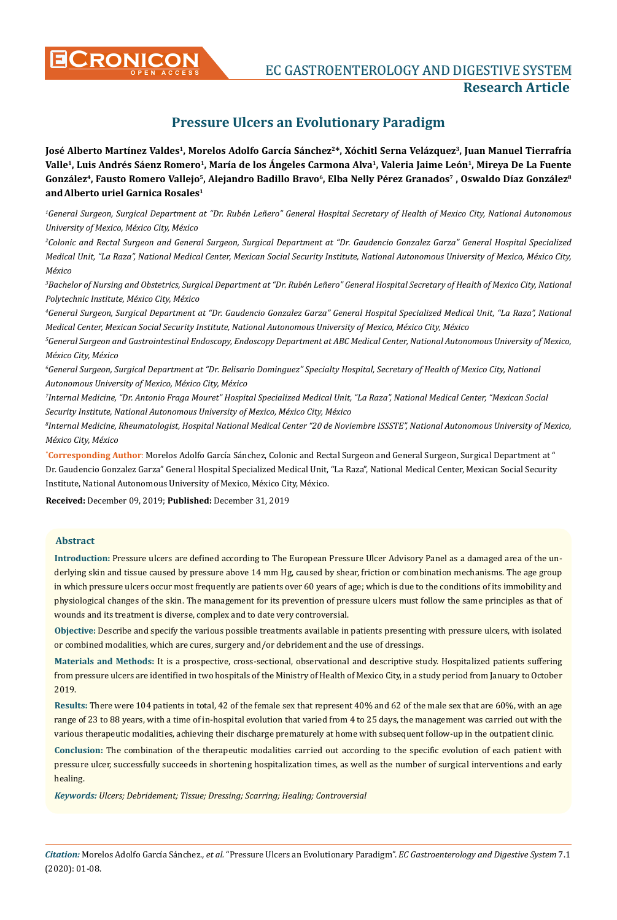Research Article

# Pressure Ulcers an Evolutionary Paradigm

**José Alberto Martínez Valdes[1], Morelos Adolfo García Sánchez[2]*, Xóchitl Serna Velázquez[3], Juan Manuel Tierrafría Valle[1], Luis Andrés Sáenz Romero[1], María de los Ángeles Carmona Alva[1], Valeria Jaime León[1], Mireya De La Fuente González[4], Fausto Romero Vallejo[5], Alejandro Badillo Bravo[6], Elba Nelly Pérez Granados[7], Oswaldo Díaz González[8] and Alberto uriel Garnica Rosales[1]**

*[1]General Surgeon, Surgical Department at "Dr. Rubén Leñero" General Hospital Secretary of Health of Mexico City, National Autonomous University of Mexico, México City, México*

*[2]Colonic and Rectal Surgeon and General Surgeon, Surgical Department at "Dr. Gaudencio Gonzalez Garza" General Hospital Specialized Medical Unit, "La Raza", National Medical Center, Mexican Social Security Institute, National Autonomous University of Mexico, México City, México*

*[3]Bachelor of Nursing and Obstetrics, Surgical Department at "Dr. Rubén Leñero" General Hospital Secretary of Health of Mexico City, National Polytechnic Institute, México City, México*

*[4]General Surgeon, Surgical Department at "Dr. Gaudencio Gonzalez Garza" General Hospital Specialized Medical Unit, "La Raza", National Medical Center, Mexican Social Security Institute, National Autonomous University of Mexico, México City, México*

*[5]General Surgeon and Gastrointestinal Endoscopy, Endoscopy Department at ABC Medical Center, National Autonomous University of Mexico, México City, México*

*[6]General Surgeon, Surgical Department at "Dr. Belisario Dominguez" Specialty Hospital, Secretary of Health of Mexico City, National Autonomous University of Mexico, México City, México*

*[7]Internal Medicine, "Dr. Antonio Fraga Mouret" Hospital Specialized Medical Unit, "La Raza", National Medical Center, "Mexican Social Security Institute, National Autonomous University of Mexico, México City, México*

*[8]Internal Medicine, Rheumatologist, Hospital National Medical Center "20 de Noviembre ISSSTE", National Autonomous University of Mexico, México City, México*

***Corresponding Author:** Morelos Adolfo García Sánchez, Colonic and Rectal Surgeon and General Surgeon, Surgical Department at " Dr. Gaudencio Gonzalez Garza" General Hospital Specialized Medical Unit, "La Raza", National Medical Center, Mexican Social Security Institute, National Autonomous University of Mexico, México City, México.

**Received:** December 09, 2019; **Published:** December 31, 2019

## Abstract

**Introduction:** Pressure ulcers are defined according to The European Pressure Ulcer Advisory Panel as a damaged area of the underlying skin and tissue caused by pressure above 14 mm Hg, caused by shear, friction or combination mechanisms. The age group in which pressure ulcers occur most frequently are patients over 60 years of age; which is due to the conditions of its immobility and physiological changes of the skin. The management for its prevention of pressure ulcers must follow the same principles as that of wounds and its treatment is diverse, complex and to date very controversial.

**Objective:** Describe and specify the various possible treatments available in patients presenting with pressure ulcers, with isolated or combined modalities, which are cures, surgery and/or debridement and the use of dressings.

**Materials and Methods:** It is a prospective, cross-sectional, observational and descriptive study. Hospitalized patients suffering from pressure ulcers are identified in two hospitals of the Ministry of Health of Mexico City, in a study period from January to October 2019.

**Results:** There were 104 patients in total, 42 of the female sex that represent 40% and 62 of the male sex that are 60%, with an age range of 23 to 88 years, with a time of in-hospital evolution that varied from 4 to 25 days, the management was carried out with the various therapeutic modalities, achieving their discharge prematurely at home with subsequent follow-up in the outpatient clinic.

**Conclusion:** The combination of the therapeutic modalities carried out according to the specific evolution of each patient with pressure ulcer, successfully succeeds in shortening hospitalization times, as well as the number of surgical interventions and early healing.

***Keywords:** Ulcers; Debridement; Tissue; Dressing; Scarring; Healing; Controversial*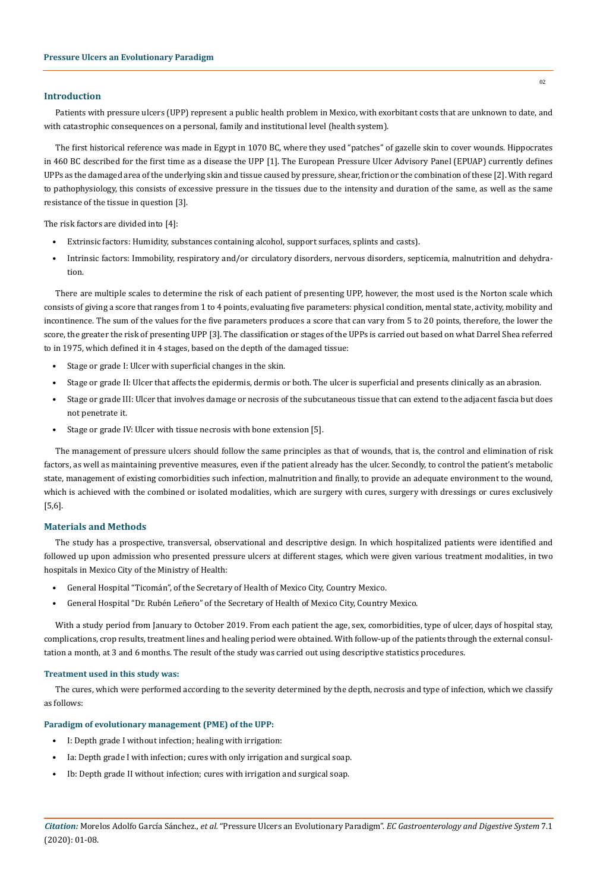## Introduction

Patients with pressure ulcers (UPP) represent a public health problem in Mexico, with exorbitant costs that are unknown to date, and with catastrophic consequences on a personal, family and institutional level (health system).

The first historical reference was made in Egypt in 1070 BC, where they used "patches" of gazelle skin to cover wounds. Hippocrates in 460 BC described for the first time as a disease the UPP [1]. The European Pressure Ulcer Advisory Panel (EPUAP) currently defines UPPs as the damaged area of the underlying skin and tissue caused by pressure, shear, friction or the combination of these [2]. With regard to pathophysiology, this consists of excessive pressure in the tissues due to the intensity and duration of the same, as well as the same resistance of the tissue in question [3].

The risk factors are divided into [4]:

- Extrinsic factors: Humidity, substances containing alcohol, support surfaces, splints and casts).
- Intrinsic factors: Immobility, respiratory and/or circulatory disorders, nervous disorders, septicemia, malnutrition and dehydration.

There are multiple scales to determine the risk of each patient of presenting UPP, however, the most used is the Norton scale which consists of giving a score that ranges from 1 to 4 points, evaluating five parameters: physical condition, mental state, activity, mobility and incontinence. The sum of the values for the five parameters produces a score that can vary from 5 to 20 points, therefore, the lower the score, the greater the risk of presenting UPP [3]. The classification or stages of the UPPs is carried out based on what Darrel Shea referred to in 1975, which defined it in 4 stages, based on the depth of the damaged tissue:

- Stage or grade I: Ulcer with superficial changes in the skin.
- Stage or grade II: Ulcer that affects the epidermis, dermis or both. The ulcer is superficial and presents clinically as an abrasion.
- Stage or grade III: Ulcer that involves damage or necrosis of the subcutaneous tissue that can extend to the adjacent fascia but does not penetrate it.
- Stage or grade IV: Ulcer with tissue necrosis with bone extension [5].

The management of pressure ulcers should follow the same principles as that of wounds, that is, the control and elimination of risk factors, as well as maintaining preventive measures, even if the patient already has the ulcer. Secondly, to control the patient's metabolic state, management of existing comorbidities such infection, malnutrition and finally, to provide an adequate environment to the wound, which is achieved with the combined or isolated modalities, which are surgery with cures, surgery with dressings or cures exclusively [5,6].

## Materials and Methods

The study has a prospective, transversal, observational and descriptive design. In which hospitalized patients were identified and followed up upon admission who presented pressure ulcers at different stages, which were given various treatment modalities, in two hospitals in Mexico City of the Ministry of Health:

- General Hospital "Ticomán", of the Secretary of Health of Mexico City, Country Mexico.
- General Hospital "Dr. Rubén Leñero" of the Secretary of Health of Mexico City, Country Mexico.

With a study period from January to October 2019. From each patient the age, sex, comorbidities, type of ulcer, days of hospital stay, complications, crop results, treatment lines and healing period were obtained. With follow-up of the patients through the external consultation a month, at 3 and 6 months. The result of the study was carried out using descriptive statistics procedures.

### Treatment used in this study was:

The cures, which were performed according to the severity determined by the depth, necrosis and type of infection, which we classify as follows:

### Paradigm of evolutionary management (PME) of the UPP:

- I: Depth grade I without infection; healing with irrigation:
- Ia: Depth grade I with infection; cures with only irrigation and surgical soap.
- Ib: Depth grade II without infection; cures with irrigation and surgical soap.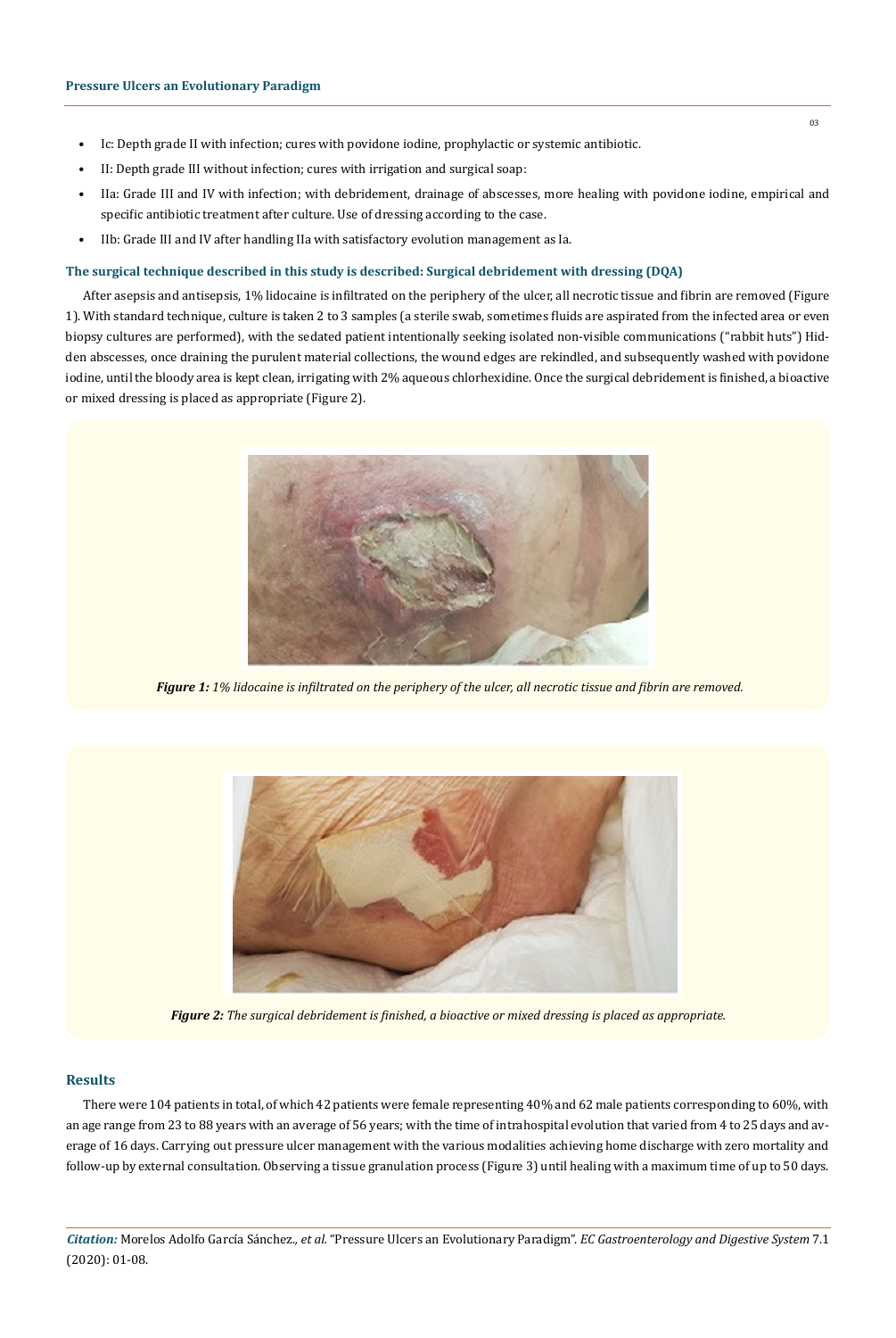- Ic: Depth grade II with infection; cures with povidone iodine, prophylactic or systemic antibiotic.
- II: Depth grade III without infection; cures with irrigation and surgical soap:
- IIa: Grade III and IV with infection; with debridement, drainage of abscesses, more healing with povidone iodine, empirical and specific antibiotic treatment after culture. Use of dressing according to the case.
- IIb: Grade III and IV after handling IIa with satisfactory evolution management as Ia.

### The surgical technique described in this study is described: Surgical debridement with dressing (DQA)

After asepsis and antisepsis, 1% lidocaine is infiltrated on the periphery of the ulcer, all necrotic tissue and fibrin are removed (Figure 1). With standard technique, culture is taken 2 to 3 samples (a sterile swab, sometimes fluids are aspirated from the infected area or even biopsy cultures are performed), with the sedated patient intentionally seeking isolated non-visible communications ("rabbit huts") Hidden abscesses, once draining the purulent material collections, the wound edges are rekindled, and subsequently washed with povidone iodine, until the bloody area is kept clean, irrigating with 2% aqueous chlorhexidine. Once the surgical debridement is finished, a bioactive or mixed dressing is placed as appropriate (Figure 2).

***Figure 1:*** *1% lidocaine is infiltrated on the periphery of the ulcer, all necrotic tissue and fibrin are removed.*

***Figure 2:*** *The surgical debridement is finished, a bioactive or mixed dressing is placed as appropriate.*

## Results

There were 104 patients in total, of which 42 patients were female representing 40% and 62 male patients corresponding to 60%, with an age range from 23 to 88 years with an average of 56 years; with the time of intrahospital evolution that varied from 4 to 25 days and average of 16 days. Carrying out pressure ulcer management with the various modalities achieving home discharge with zero mortality and follow-up by external consultation. Observing a tissue granulation process (Figure 3) until healing with a maximum time of up to 50 days.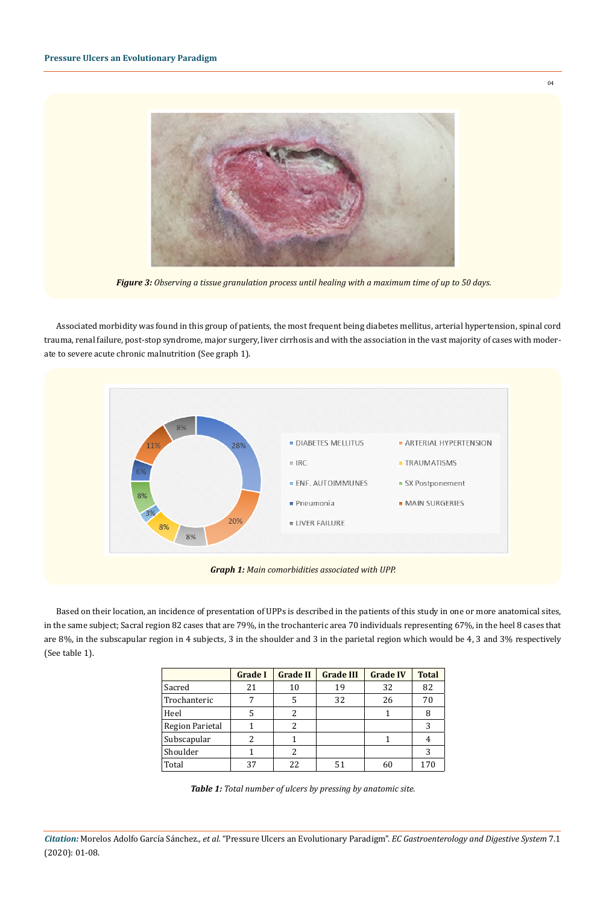*Figure 3: Observing a tissue granulation process until healing with a maximum time of up to 50 days.*

Associated morbidity was found in this group of patients, the most frequent being diabetes mellitus, arterial hypertension, spinal cord trauma, renal failure, post-stop syndrome, major surgery, liver cirrhosis and with the association in the vast majority of cases with moderate to severe acute chronic malnutrition (See graph 1).

*Graph 1: Main comorbidities associated with UPP.*

Based on their location, an incidence of presentation of UPPs is described in the patients of this study in one or more anatomical sites, in the same subject; Sacral region 82 cases that are 79%, in the trochanteric area 70 individuals representing 67%, in the heel 8 cases that are 8%, in the subscapular region in 4 subjects, 3 in the shoulder and 3 in the parietal region which would be 4, 3 and 3% respectively (See table 1).

| | Grade I | Grade II | Grade III | Grade IV | Total |
|---|---|---|---|---|---|
| Sacred | 21 | 10 | 19 | 32 | 82 |
| Trochanteric | 7 | 5 | 32 | 26 | 70 |
| Heel | 5 | 2 | | 1 | 8 |
| Region Parietal | 1 | 2 | | | 3 |
| Subscapular | 2 | 1 | | 1 | 4 |
| Shoulder | 1 | 2 | | | 3 |
| Total | 37 | 22 | 51 | 60 | 170 |

*Table 1: Total number of ulcers by pressing by anatomic site.*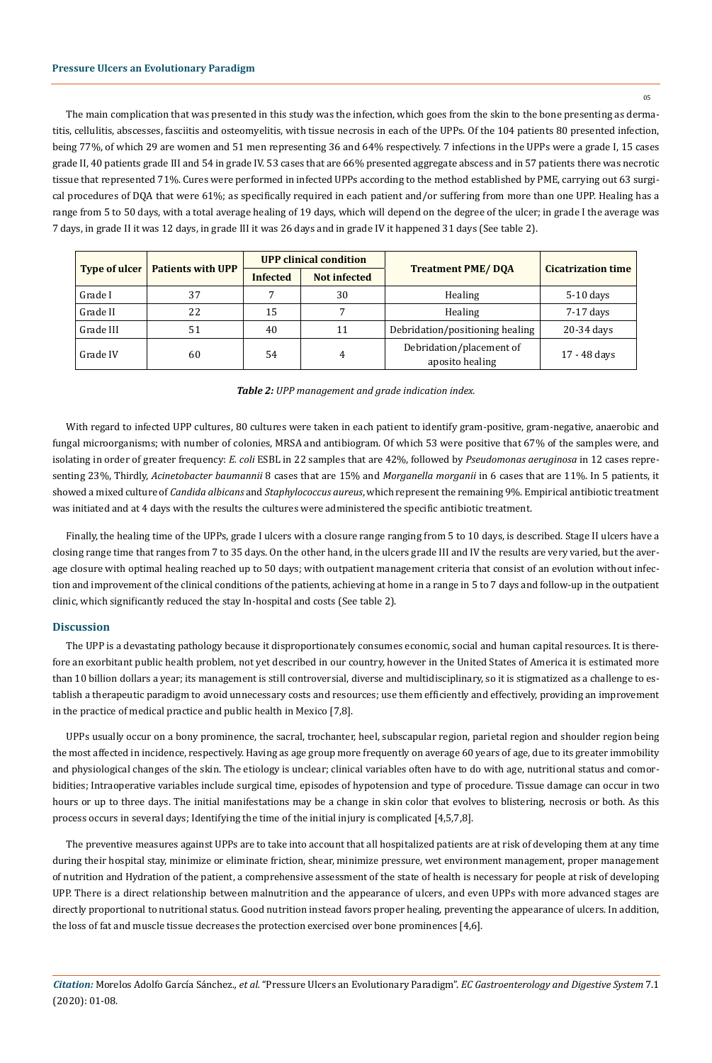The main complication that was presented in this study was the infection, which goes from the skin to the bone presenting as dermatitis, cellulitis, abscesses, fasciitis and osteomyelitis, with tissue necrosis in each of the UPPs. Of the 104 patients 80 presented infection, being 77%, of which 29 are women and 51 men representing 36 and 64% respectively. 7 infections in the UPPs were a grade I, 15 cases grade II, 40 patients grade III and 54 in grade IV. 53 cases that are 66% presented aggregate abscess and in 57 patients there was necrotic tissue that represented 71%. Cures were performed in infected UPPs according to the method established by PME, carrying out 63 surgical procedures of DQA that were 61%; as specifically required in each patient and/or suffering from more than one UPP. Healing has a range from 5 to 50 days, with a total average healing of 19 days, which will depend on the degree of the ulcer; in grade I the average was 7 days, in grade II it was 12 days, in grade III it was 26 days and in grade IV it happened 31 days (See table 2).

| Type of ulcer | Patients with UPP | UPP clinical condition | | Treatment PME/ DQA | Cicatrization time |
|---|---|---|---|---|---|
| | | Infected | Not infected | | |
| Grade I | 37 | 7 | 30 | Healing | 5-10 days |
| Grade II | 22 | 15 | 7 | Healing | 7-17 days |
| Grade III | 51 | 40 | 11 | Debridation/positioning healing | 20-34 days |
| Grade IV | 60 | 54 | 4 | Debridation/placement of aposito healing | 17 - 48 days |

***Table 2:*** *UPP management and grade indication index.*

With regard to infected UPP cultures, 80 cultures were taken in each patient to identify gram-positive, gram-negative, anaerobic and fungal microorganisms; with number of colonies, MRSA and antibiogram. Of which 53 were positive that 67% of the samples were, and isolating in order of greater frequency: *E. coli* ESBL in 22 samples that are 42%, followed by *Pseudomonas aeruginosa* in 12 cases representing 23%, Thirdly, *Acinetobacter baumannii* 8 cases that are 15% and *Morganella morganii* in 6 cases that are 11%. In 5 patients, it showed a mixed culture of *Candida albicans* and *Staphylococcus aureus*, which represent the remaining 9%. Empirical antibiotic treatment was initiated and at 4 days with the results the cultures were administered the specific antibiotic treatment.

Finally, the healing time of the UPPs, grade I ulcers with a closure range ranging from 5 to 10 days, is described. Stage II ulcers have a closing range time that ranges from 7 to 35 days. On the other hand, in the ulcers grade III and IV the results are very varied, but the average closure with optimal healing reached up to 50 days; with outpatient management criteria that consist of an evolution without infection and improvement of the clinical conditions of the patients, achieving at home in a range in 5 to 7 days and follow-up in the outpatient clinic, which significantly reduced the stay In-hospital and costs (See table 2).

## Discussion

The UPP is a devastating pathology because it disproportionately consumes economic, social and human capital resources. It is therefore an exorbitant public health problem, not yet described in our country, however in the United States of America it is estimated more than 10 billion dollars a year; its management is still controversial, diverse and multidisciplinary, so it is stigmatized as a challenge to establish a therapeutic paradigm to avoid unnecessary costs and resources; use them efficiently and effectively, providing an improvement in the practice of medical practice and public health in Mexico [7,8].

UPPs usually occur on a bony prominence, the sacral, trochanter, heel, subscapular region, parietal region and shoulder region being the most affected in incidence, respectively. Having as age group more frequently on average 60 years of age, due to its greater immobility and physiological changes of the skin. The etiology is unclear; clinical variables often have to do with age, nutritional status and comorbidities; Intraoperative variables include surgical time, episodes of hypotension and type of procedure. Tissue damage can occur in two hours or up to three days. The initial manifestations may be a change in skin color that evolves to blistering, necrosis or both. As this process occurs in several days; Identifying the time of the initial injury is complicated [4,5,7,8].

The preventive measures against UPPs are to take into account that all hospitalized patients are at risk of developing them at any time during their hospital stay, minimize or eliminate friction, shear, minimize pressure, wet environment management, proper management of nutrition and Hydration of the patient, a comprehensive assessment of the state of health is necessary for people at risk of developing UPP. There is a direct relationship between malnutrition and the appearance of ulcers, and even UPPs with more advanced stages are directly proportional to nutritional status. Good nutrition instead favors proper healing, preventing the appearance of ulcers. In addition, the loss of fat and muscle tissue decreases the protection exercised over bone prominences [4,6].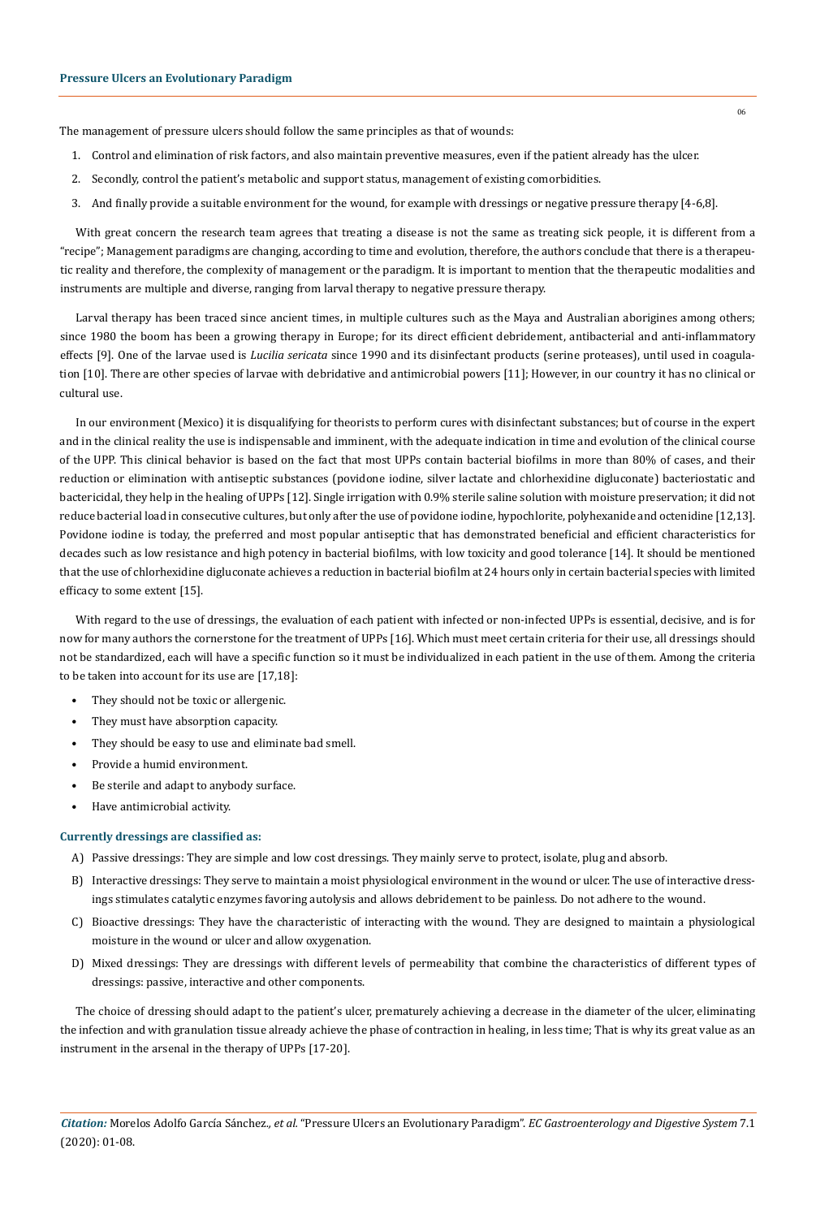The management of pressure ulcers should follow the same principles as that of wounds:

1. Control and elimination of risk factors, and also maintain preventive measures, even if the patient already has the ulcer.
2. Secondly, control the patient's metabolic and support status, management of existing comorbidities.
3. And finally provide a suitable environment for the wound, for example with dressings or negative pressure therapy [4-6,8].

With great concern the research team agrees that treating a disease is not the same as treating sick people, it is different from a "recipe"; Management paradigms are changing, according to time and evolution, therefore, the authors conclude that there is a therapeutic reality and therefore, the complexity of management or the paradigm. It is important to mention that the therapeutic modalities and instruments are multiple and diverse, ranging from larval therapy to negative pressure therapy.

Larval therapy has been traced since ancient times, in multiple cultures such as the Maya and Australian aborigines among others; since 1980 the boom has been a growing therapy in Europe; for its direct efficient debridement, antibacterial and anti-inflammatory effects [9]. One of the larvae used is *Lucilia sericata* since 1990 and its disinfectant products (serine proteases), until used in coagulation [10]. There are other species of larvae with debridative and antimicrobial powers [11]; However, in our country it has no clinical or cultural use.

In our environment (Mexico) it is disqualifying for theorists to perform cures with disinfectant substances; but of course in the expert and in the clinical reality the use is indispensable and imminent, with the adequate indication in time and evolution of the clinical course of the UPP. This clinical behavior is based on the fact that most UPPs contain bacterial biofilms in more than 80% of cases, and their reduction or elimination with antiseptic substances (povidone iodine, silver lactate and chlorhexidine digluconate) bacteriostatic and bactericidal, they help in the healing of UPPs [12]. Single irrigation with 0.9% sterile saline solution with moisture preservation; it did not reduce bacterial load in consecutive cultures, but only after the use of povidone iodine, hypochlorite, polyhexanide and octenidine [12,13]. Povidone iodine is today, the preferred and most popular antiseptic that has demonstrated beneficial and efficient characteristics for decades such as low resistance and high potency in bacterial biofilms, with low toxicity and good tolerance [14]. It should be mentioned that the use of chlorhexidine digluconate achieves a reduction in bacterial biofilm at 24 hours only in certain bacterial species with limited efficacy to some extent [15].

With regard to the use of dressings, the evaluation of each patient with infected or non-infected UPPs is essential, decisive, and is for now for many authors the cornerstone for the treatment of UPPs [16]. Which must meet certain criteria for their use, all dressings should not be standardized, each will have a specific function so it must be individualized in each patient in the use of them. Among the criteria to be taken into account for its use are [17,18]:

- They should not be toxic or allergenic.
- They must have absorption capacity.
- They should be easy to use and eliminate bad smell.
- Provide a humid environment.
- Be sterile and adapt to anybody surface.
- Have antimicrobial activity.

### Currently dressings are classified as:

A) Passive dressings: They are simple and low cost dressings. They mainly serve to protect, isolate, plug and absorb.

B) Interactive dressings: They serve to maintain a moist physiological environment in the wound or ulcer. The use of interactive dressings stimulates catalytic enzymes favoring autolysis and allows debridement to be painless. Do not adhere to the wound.

C) Bioactive dressings: They have the characteristic of interacting with the wound. They are designed to maintain a physiological moisture in the wound or ulcer and allow oxygenation.

D) Mixed dressings: They are dressings with different levels of permeability that combine the characteristics of different types of dressings: passive, interactive and other components.

The choice of dressing should adapt to the patient's ulcer, prematurely achieving a decrease in the diameter of the ulcer, eliminating the infection and with granulation tissue already achieve the phase of contraction in healing, in less time; That is why its great value as an instrument in the arsenal in the therapy of UPPs [17-20].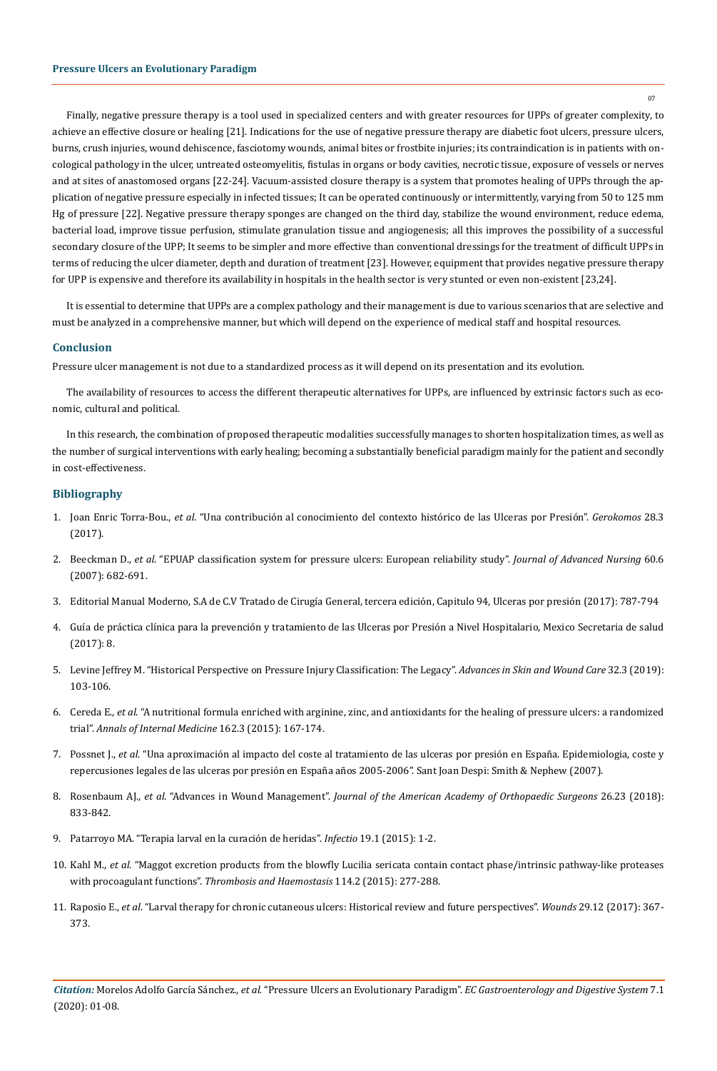Finally, negative pressure therapy is a tool used in specialized centers and with greater resources for UPPs of greater complexity, to achieve an effective closure or healing [21]. Indications for the use of negative pressure therapy are diabetic foot ulcers, pressure ulcers, burns, crush injuries, wound dehiscence, fasciotomy wounds, animal bites or frostbite injuries; its contraindication is in patients with oncological pathology in the ulcer, untreated osteomyelitis, fistulas in organs or body cavities, necrotic tissue, exposure of vessels or nerves and at sites of anastomosed organs [22-24]. Vacuum-assisted closure therapy is a system that promotes healing of UPPs through the application of negative pressure especially in infected tissues; It can be operated continuously or intermittently, varying from 50 to 125 mm Hg of pressure [22]. Negative pressure therapy sponges are changed on the third day, stabilize the wound environment, reduce edema, bacterial load, improve tissue perfusion, stimulate granulation tissue and angiogenesis; all this improves the possibility of a successful secondary closure of the UPP; It seems to be simpler and more effective than conventional dressings for the treatment of difficult UPPs in terms of reducing the ulcer diameter, depth and duration of treatment [23]. However, equipment that provides negative pressure therapy for UPP is expensive and therefore its availability in hospitals in the health sector is very stunted or even non-existent [23,24].

It is essential to determine that UPPs are a complex pathology and their management is due to various scenarios that are selective and must be analyzed in a comprehensive manner, but which will depend on the experience of medical staff and hospital resources.

## Conclusion

Pressure ulcer management is not due to a standardized process as it will depend on its presentation and its evolution.

The availability of resources to access the different therapeutic alternatives for UPPs, are influenced by extrinsic factors such as economic, cultural and political.

In this research, the combination of proposed therapeutic modalities successfully manages to shorten hospitalization times, as well as the number of surgical interventions with early healing; becoming a substantially beneficial paradigm mainly for the patient and secondly in cost-effectiveness.

## Bibliography

1. Joan Enric Torra-Bou., *et al*. "Una contribución al conocimiento del contexto histórico de las Ulceras por Presión". *Gerokomos* 28.3 (2017).
2. Beeckman D., *et al*. "EPUAP classification system for pressure ulcers: European reliability study". *Journal of Advanced Nursing* 60.6 (2007): 682-691.
3. Editorial Manual Moderno, S.A de C.V Tratado de Cirugía General, tercera edición, Capitulo 94, Ulceras por presión (2017): 787-794
4. Guía de práctica clínica para la prevención y tratamiento de las Ulceras por Presión a Nivel Hospitalario, Mexico Secretaria de salud (2017): 8.
5. Levine Jeffrey M. "Historical Perspective on Pressure Injury Classification: The Legacy". *Advances in Skin and Wound Care* 32.3 (2019): 103-106.
6. Cereda E., *et al*. "A nutritional formula enriched with arginine, zinc, and antioxidants for the healing of pressure ulcers: a randomized trial". *Annals of Internal Medicine* 162.3 (2015): 167-174.
7. Possnet J., *et al*. "Una aproximación al impacto del coste al tratamiento de las ulceras por presión en España. Epidemiologia, coste y repercusiones legales de las ulceras por presión en España años 2005-2006". Sant Joan Despi: Smith & Nephew (2007).
8. Rosenbaum AJ., *et al*. "Advances in Wound Management". *Journal of the American Academy of Orthopaedic Surgeons* 26.23 (2018): 833-842.
9. Patarroyo MA. "Terapia larval en la curación de heridas". *Infectio* 19.1 (2015): 1-2.
10. Kahl M., *et al*. "Maggot excretion products from the blowfly Lucilia sericata contain contact phase/intrinsic pathway-like proteases with procoagulant functions". *Thrombosis and Haemostasis* 114.2 (2015): 277-288.
11. Raposio E., *et al*. "Larval therapy for chronic cutaneous ulcers: Historical review and future perspectives". *Wounds* 29.12 (2017): 367-373.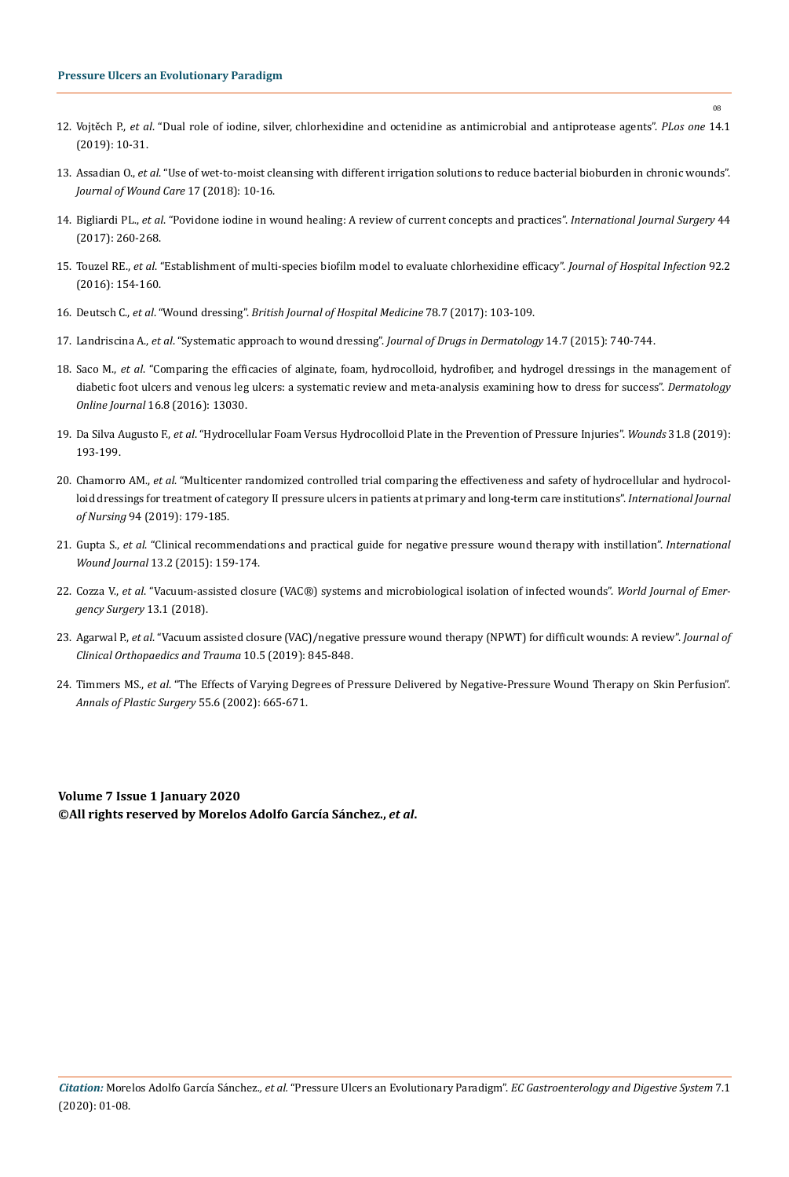12. Vojtěch P., *et al*. "Dual role of iodine, silver, chlorhexidine and octenidine as antimicrobial and antiprotease agents". *PLos one* 14.1 (2019): 10-31.

13. Assadian O., *et al*. "Use of wet-to-moist cleansing with different irrigation solutions to reduce bacterial bioburden in chronic wounds". *Journal of Wound Care* 17 (2018): 10-16.

14. Bigliardi PL., *et al*. "Povidone iodine in wound healing: A review of current concepts and practices". *International Journal Surgery* 44 (2017): 260-268.

15. Touzel RE., *et al*. "Establishment of multi-species biofilm model to evaluate chlorhexidine efficacy". *Journal of Hospital Infection* 92.2 (2016): 154-160.

16. Deutsch C., *et al*. "Wound dressing". *British Journal of Hospital Medicine* 78.7 (2017): 103-109.

17. Landriscina A., *et al*. "Systematic approach to wound dressing". *Journal of Drugs in Dermatology* 14.7 (2015): 740-744.

18. Saco M., *et al*. "Comparing the efficacies of alginate, foam, hydrocolloid, hydrofiber, and hydrogel dressings in the management of diabetic foot ulcers and venous leg ulcers: a systematic review and meta-analysis examining how to dress for success". *Dermatology Online Journal* 16.8 (2016): 13030.

19. Da Silva Augusto F., *et al*. "Hydrocellular Foam Versus Hydrocolloid Plate in the Prevention of Pressure Injuries". *Wounds* 31.8 (2019): 193-199.

20. Chamorro AM., *et al*. "Multicenter randomized controlled trial comparing the effectiveness and safety of hydrocellular and hydrocolloid dressings for treatment of category II pressure ulcers in patients at primary and long-term care institutions". *International Journal of Nursing* 94 (2019): 179-185.

21. Gupta S., *et al*. "Clinical recommendations and practical guide for negative pressure wound therapy with instillation". *International Wound Journal* 13.2 (2015): 159-174.

22. Cozza V., *et al*. "Vacuum-assisted closure (VAC®) systems and microbiological isolation of infected wounds". *World Journal of Emergency Surgery* 13.1 (2018).

23. Agarwal P., *et al*. "Vacuum assisted closure (VAC)/negative pressure wound therapy (NPWT) for difficult wounds: A review". *Journal of Clinical Orthopaedics and Trauma* 10.5 (2019): 845-848.

24. Timmers MS., *et al*. "The Effects of Varying Degrees of Pressure Delivered by Negative-Pressure Wound Therapy on Skin Perfusion". *Annals of Plastic Surgery* 55.6 (2002): 665-671.

**Volume 7 Issue 1 January 2020**
**©All rights reserved by Morelos Adolfo García Sánchez., *et al*.**